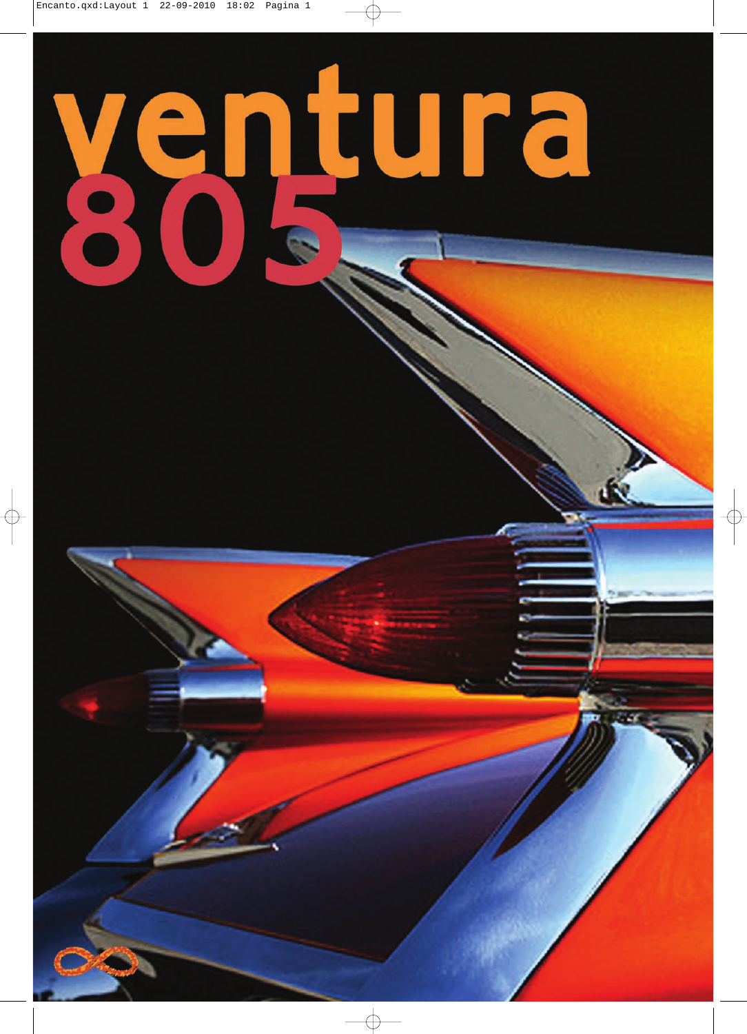# ventura 805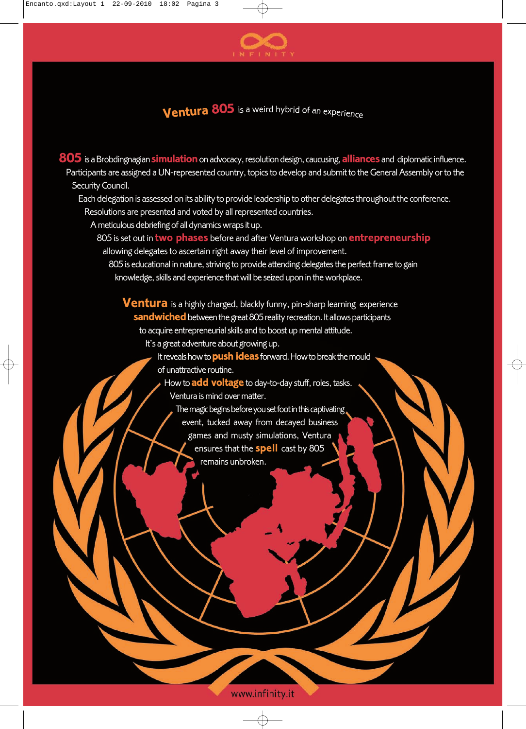INFINITY

## Ventura 805 is a weird hybrid of an experience

**805** is a Brobdingnagian **simulation** on advocacy, resolution design, caucusing, **alliances** and diplomatic influence. Participants are assigned a UN-represented country, topics to develop and submit to the General Assembly or to the Security Council.

Each delegation is assessed on its ability to provide leadership to other delegates throughout the conference. Resolutions are presented and voted by all represented countries.

A meticulous debriefing of all dynamics wraps it up.

805 is set out in **two phases** before and after Ventura workshop on **entrepreneurship** allowing delegates to ascertain right away their level of improvement.

805 is educational in nature, striving to provide attending delegates the perfect frame to gain knowledge, skills and experience that will be seized upon in the workplace.

**Ventura** is a highly charged, blackly funny, pin-sharp learning experience **sandwiched** between the great 805 reality recreation. It allows participants to acquire entrepreneurial skills and to boost up mental attitude.

It's a great adventure about growing up.

It reveals how to **push ideas** forward. How to break the mould of unattractive routine.

How to **add voltage** to day-to-day stuff, roles, tasks.

Ventura is mind over matter.

The magic begins before you set foot in this captivating event, tucked away from decayed business games and musty simulations, Ventura ensures that the **spell** cast by 805 remains unbroken.

www.infinity.it